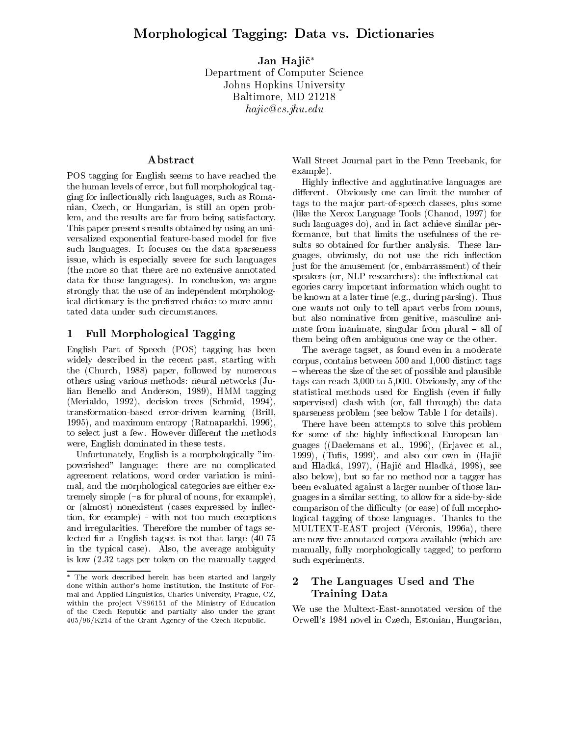# Morphological Tagging: Data vs. Dictionaries

**Jan Hajič***
Department of Computer Science
Johns Hopkins University
Baltimore, MD 21218
*hajic@cs.jhu.edu*

## Abstract

POS tagging for English seems to have reached the the human levels of error, but full morphological tagging for inflectionally rich languages, such as Romanian, Czech, or Hungarian, is still an open problem, and the results are far from being satisfactory. This paper presents results obtained by using an universalized exponential feature-based model for five such languages. It focuses on the data sparseness issue, which is especially severe for such languages (the more so that there are no extensive annotated data for those languages). In conclusion, we argue strongly that the use of an independent morphological dictionary is the preferred choice to more annotated data under such circumstances.

## 1 Full Morphological Tagging

English Part of Speech (POS) tagging has been widely described in the recent past, starting with the (Church, 1988) paper, followed by numerous others using various methods: neural networks (Julian Benello and Anderson, 1989), HMM tagging (Merialdo, 1992), decision trees (Schmid, 1994), transformation-based error-driven learning (Brill, 1995), and maximum entropy (Ratnaparkhi, 1996), to select just a few. However different the methods were, English dominated in these tests.

Unfortunately, English is a morphologically "impoverished" language: there are no complicated agreement relations, word order variation is minimal, and the morphological categories are either extremely simple (-s for plural of nouns, for example), or (almost) nonexistent (cases expressed by inflection, for example) - with not too much exceptions and irregularities. Therefore the number of tags selected for a English tagset is not that large (40-75 in the typical case). Also, the average ambiguity is low (2.32 tags per token on the manually tagged Wall Street Journal part in the Penn Treebank, for example).

Highly inflective and agglutinative languages are different. Obviously one can limit the number of tags to the major part-of-speech classes, plus some (like the Xerox Language Tools (Chanod, 1997) for such languages do), and in fact achieve similar performance, but that limits the usefulness of the results so obtained for further analysis. These languages, obviously, do not use the rich inflection just for the amusement (or, embarrassment) of their speakers (or, NLP researchers): the inflectional categories carry important information which ought to be known at a later time (e.g., during parsing). Thus one wants not only to tell apart verbs from nouns, but also nominative from genitive, masculine animate from inanimate, singular from plural – all of them being often ambiguous one way or the other.

The average tagset, as found even in a moderate corpus, contains between 500 and 1,000 distinct tags – whereas the size of the set of possible and plausible tags can reach 3,000 to 5,000. Obviously, any of the statistical methods used for English (even if fully supervised) clash with (or, fall through) the data sparseness problem (see below Table 1 for details).

There have been attempts to solve this problem for some of the highly inflectional European languages ((Daelemans et al., 1996), (Erjavec et al., 1999), (Tufis, 1999), and also our own in (Hajič and Hladká, 1997), (Hajič and Hladká, 1998), see also below), but so far no method nor a tagger has been evaluated against a larger number of those languages in a similar setting, to allow for a side-by-side comparison of the difficulty (or ease) of full morphological tagging of those languages. Thanks to the MULTEXT-EAST project (Véronis, 1996a), there are now five annotated corpora available (which are manually, fully morphologically tagged) to perform such experiments.

## 2 The Languages Used and The Training Data

We use the Multext-East-annotated version of the Orwell's 1984 novel in Czech, Estonian, Hungarian,

---

* The work described herein has been started and largely done within author's home institution, the Institute of Formal and Applied Linguistics, Charles University, Prague, CZ, within the project VS96151 of the Ministry of Education of the Czech Republic and partially also under the grant 405/96/K214 of the Grant Agency of the Czech Republic.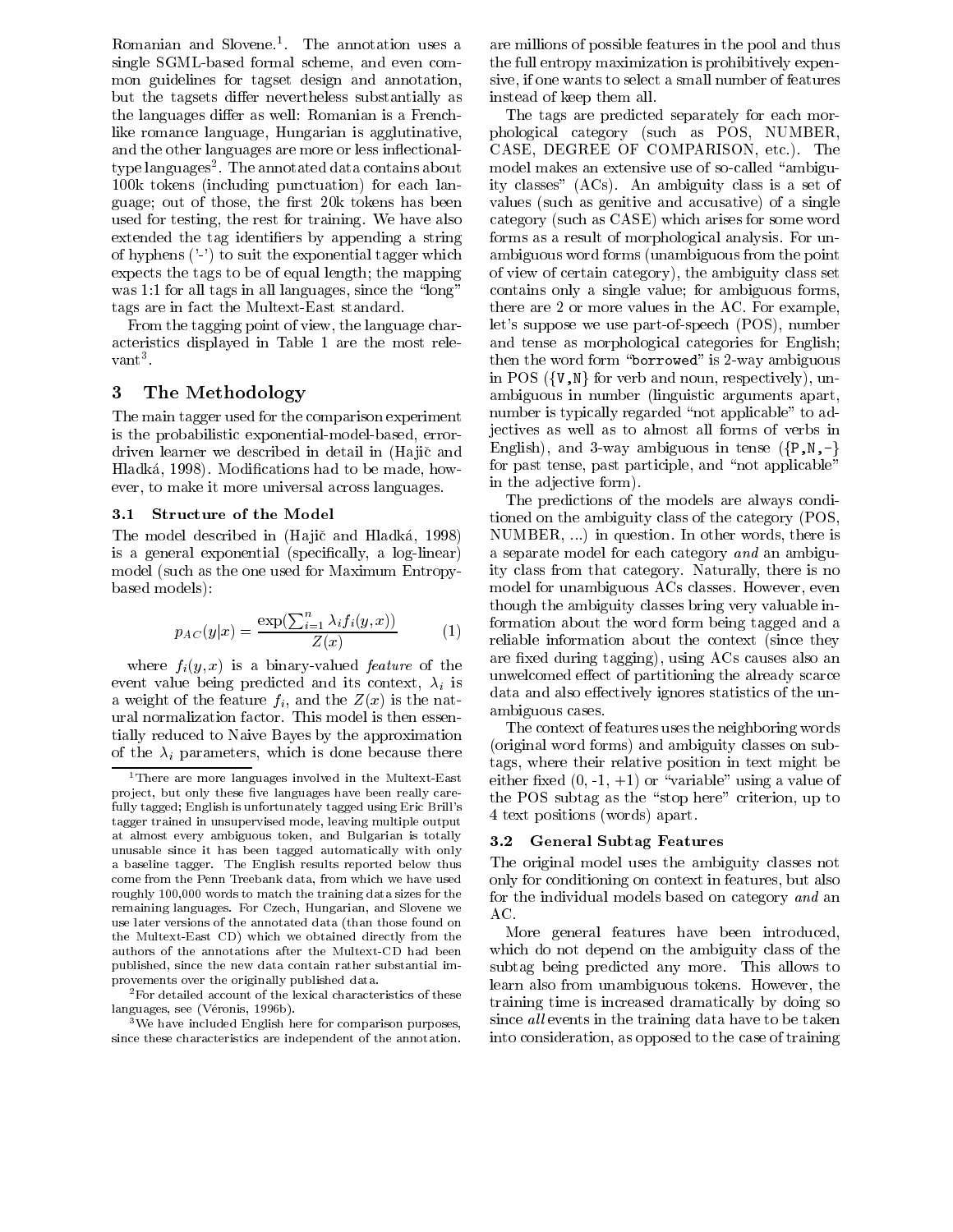Romanian and Slovene.[1]. The annotation uses a single SGML-based formal scheme, and even common guidelines for tagset design and annotation, but the tagsets differ nevertheless substantially as the languages differ as well: Romanian is a French-like romance language, Hungarian is agglutinative, and the other languages are more or less inflectional-type languages[2]. The annotated data contains about 100k tokens (including punctuation) for each language; out of those, the first 20k tokens has been used for testing, the rest for training. We have also extended the tag identifiers by appending a string of hyphens ('-') to suit the exponential tagger which expects the tags to be of equal length; the mapping was 1:1 for all tags in all languages, since the "long" tags are in fact the Multext-East standard.

From the tagging point of view, the language characteristics displayed in Table 1 are the most relevant[3].

## 3 The Methodology

The main tagger used for the comparison experiment is the probabilistic exponential-model-based, error-driven learner we described in detail in (Hajič and Hladká, 1998). Modifications had to be made, however, to make it more universal across languages.

### 3.1 Structure of the Model

The model described in (Hajič and Hladká, 1998) is a general exponential (specifically, a log-linear) model (such as the one used for Maximum Entropy-based models):

$$p_{AC}(y|x) = \frac{\exp(\sum_{i=1}^{n} \lambda_i f_i(y,x))}{Z(x)} \qquad (1)$$

where $f_i(y,x)$ is a binary-valued *feature* of the event value being predicted and its context, $\lambda_i$ is a weight of the feature $f_i$, and the $Z(x)$ is the natural normalization factor. This model is then essentially reduced to Naive Bayes by the approximation of the $\lambda_i$ parameters, which is done because there are millions of possible features in the pool and thus the full entropy maximization is prohibitively expensive, if one wants to select a small number of features instead of keep them all.

The tags are predicted separately for each morphological category (such as POS, NUMBER, CASE, DEGREE OF COMPARISON, etc.). The model makes an extensive use of so-called "ambiguity classes" (ACs). An ambiguity class is a set of values (such as genitive and accusative) of a single category (such as CASE) which arises for some word forms as a result of morphological analysis. For unambiguous word forms (unambiguous from the point of view of certain category), the ambiguity class set contains only a single value; for ambiguous forms, there are 2 or more values in the AC. For example, let's suppose we use part-of-speech (POS), number and tense as morphological categories for English; then the word form "`borrowed`" is 2-way ambiguous in POS (`{V,N}` for verb and noun, respectively), unambiguous in number (linguistic arguments apart, number is typically regarded "not applicable" to adjectives as well as to almost all forms of verbs in English), and 3-way ambiguous in tense (`{P,N,-}` for past tense, past participle, and "not applicable" in the adjective form).

The predictions of the models are always conditioned on the ambiguity class of the category (POS, NUMBER, ...) in question. In other words, there is a separate model for each category *and* an ambiguity class from that category. Naturally, there is no model for unambiguous ACs classes. However, even though the ambiguity classes bring very valuable information about the word form being tagged and a reliable information about the context (since they are fixed during tagging), using ACs causes also an unwelcomed effect of partitioning the already scarce data and also effectively ignores statistics of the unambiguous cases.

The context of features uses the neighboring words (original word forms) and ambiguity classes on subtags, where their relative position in text might be either fixed (0, -1, +1) or "variable" using a value of the POS subtag as the "stop here" criterion, up to 4 text positions (words) apart.

### 3.2 General Subtag Features

The original model uses the ambiguity classes not only for conditioning on context in features, but also for the individual models based on category *and* an AC.

More general features have been introduced, which do not depend on the ambiguity class of the subtag being predicted any more. This allows to learn also from unambiguous tokens. However, the training time is increased dramatically by doing so since *all* events in the training data have to be taken into consideration, as opposed to the case of training

---

[1] There are more languages involved in the Multext-East project, but only these five languages have been really carefully tagged; English is unfortunately tagged using Eric Brill's tagger trained in unsupervised mode, leaving multiple output at almost every ambiguous token, and Bulgarian is totally unusable since it has been tagged automatically with only a baseline tagger. The English results reported below thus come from the Penn Treebank data, from which we have used roughly 100,000 words to match the training data sizes for the remaining languages. For Czech, Hungarian, and Slovene we use later versions of the annotated data (than those found on the Multext-East CD) which we obtained directly from the authors of the annotations after the Multext-CD had been published, since the new data contain rather substantial improvements over the originally published data.

[2] For detailed account of the lexical characteristics of these languages, see (Véronis, 1996b).

[3] We have included English here for comparison purposes, since these characteristics are independent of the annotation.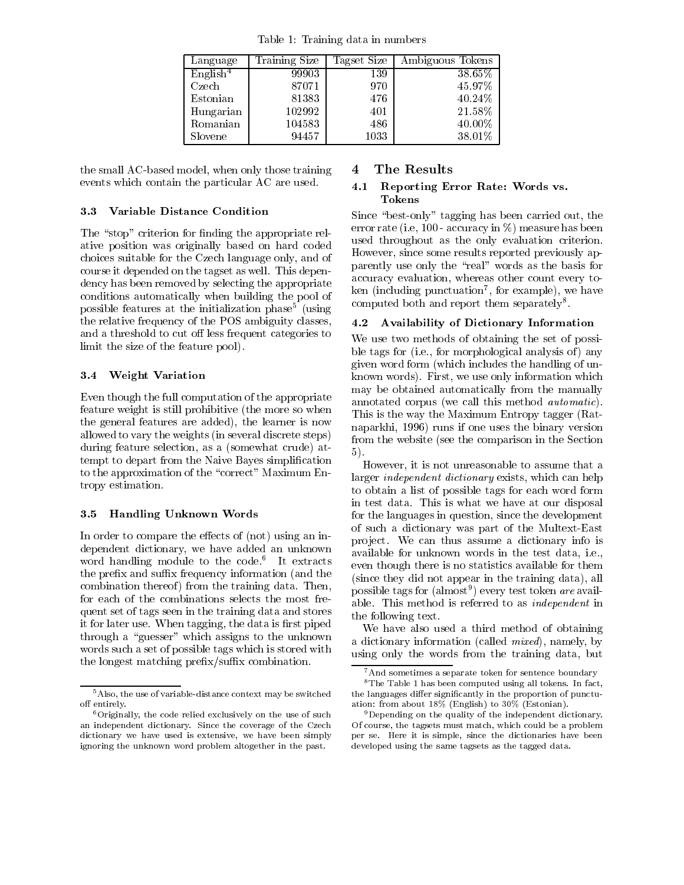Table 1: Training data in numbers

| Language | Training Size | Tagset Size | Ambiguous Tokens |
|---|---|---|---|
| English[4] | 99903 | 139 | 38.65% |
| Czech | 87071 | 970 | 45.97% |
| Estonian | 81383 | 476 | 40.24% |
| Hungarian | 102992 | 401 | 21.58% |
| Romanian | 104583 | 486 | 40.00% |
| Slovene | 94457 | 1033 | 38.01% |

the small AC-based model, when only those training events which contain the particular AC are used.

### 3.3 Variable Distance Condition

The "stop" criterion for finding the appropriate relative position was originally based on hard coded choices suitable for the Czech language only, and of course it depended on the tagset as well. This dependency has been removed by selecting the appropriate conditions automatically when building the pool of possible features at the initialization phase[5] (using the relative frequency of the POS ambiguity classes, and a threshold to cut off less frequent categories to limit the size of the feature pool).

### 3.4 Weight Variation

Even though the full computation of the appropriate feature weight is still prohibitive (the more so when the general features are added), the learner is now allowed to vary the weights (in several discrete steps) during feature selection, as a (somewhat crude) attempt to depart from the Naive Bayes simplification to the approximation of the "correct" Maximum Entropy estimation.

### 3.5 Handling Unknown Words

In order to compare the effects of (not) using an independent dictionary, we have added an unknown word handling module to the code.[6] It extracts the prefix and suffix frequency information (and the combination thereof) from the training data. Then, for each of the combinations selects the most frequent set of tags seen in the training data and stores it for later use. When tagging, the data is first piped through a "guesser" which assigns to the unknown words such a set of possible tags which is stored with the longest matching prefix/suffix combination.

## 4 The Results

### 4.1 Reporting Error Rate: Words vs. Tokens

Since "best-only" tagging has been carried out, the error rate (i.e, 100 - accuracy in %) measure has been used throughout as the only evaluation criterion. However, since some results reported previously apparently use only the "real" words as the basis for accuracy evaluation, whereas other count every token (including punctuation[7], for example), we have computed both and report them separately[8].

### 4.2 Availability of Dictionary Information

We use two methods of obtaining the set of possible tags for (i.e., for morphological analysis of) any given word form (which includes the handling of unknown words). First, we use only information which may be obtained automatically from the manually annotated corpus (we call this method *automatic*). This is the way the Maximum Entropy tagger (Ratnaparkhi, 1996) runs if one uses the binary version from the website (see the comparison in the Section 5).

However, it is not unreasonable to assume that a larger *independent dictionary* exists, which can help to obtain a list of possible tags for each word form in test data. This is what we have at our disposal for the languages in question, since the development of such a dictionary was part of the Multext-East project. We can thus assume a dictionary info is available for unknown words in the test data, i.e., even though there is no statistics available for them (since they did not appear in the training data), all possible tags for (almost[9]) every test token *are* available. This method is referred to as *independent* in the following text.

We have also used a third method of obtaining a dictionary information (called *mixed*), namely, by using only the words from the training data, but

---

[5] Also, the use of variable-distance context may be switched off entirely.

[6] Originally, the code relied exclusively on the use of such an independent dictionary. Since the coverage of the Czech dictionary we have used is extensive, we have been simply ignoring the unknown word problem altogether in the past.

[7] And sometimes a separate token for sentence boundary

[8] The Table 1 has been computed using all tokens. In fact, the languages differ significantly in the proportion of punctuation: from about 18% (English) to 30% (Estonian).

[9] Depending on the quality of the independent dictionary. Of course, the tagsets must match, which could be a problem per se. Here it is simple, since the dictionaries have been developed using the same tagsets as the tagged data.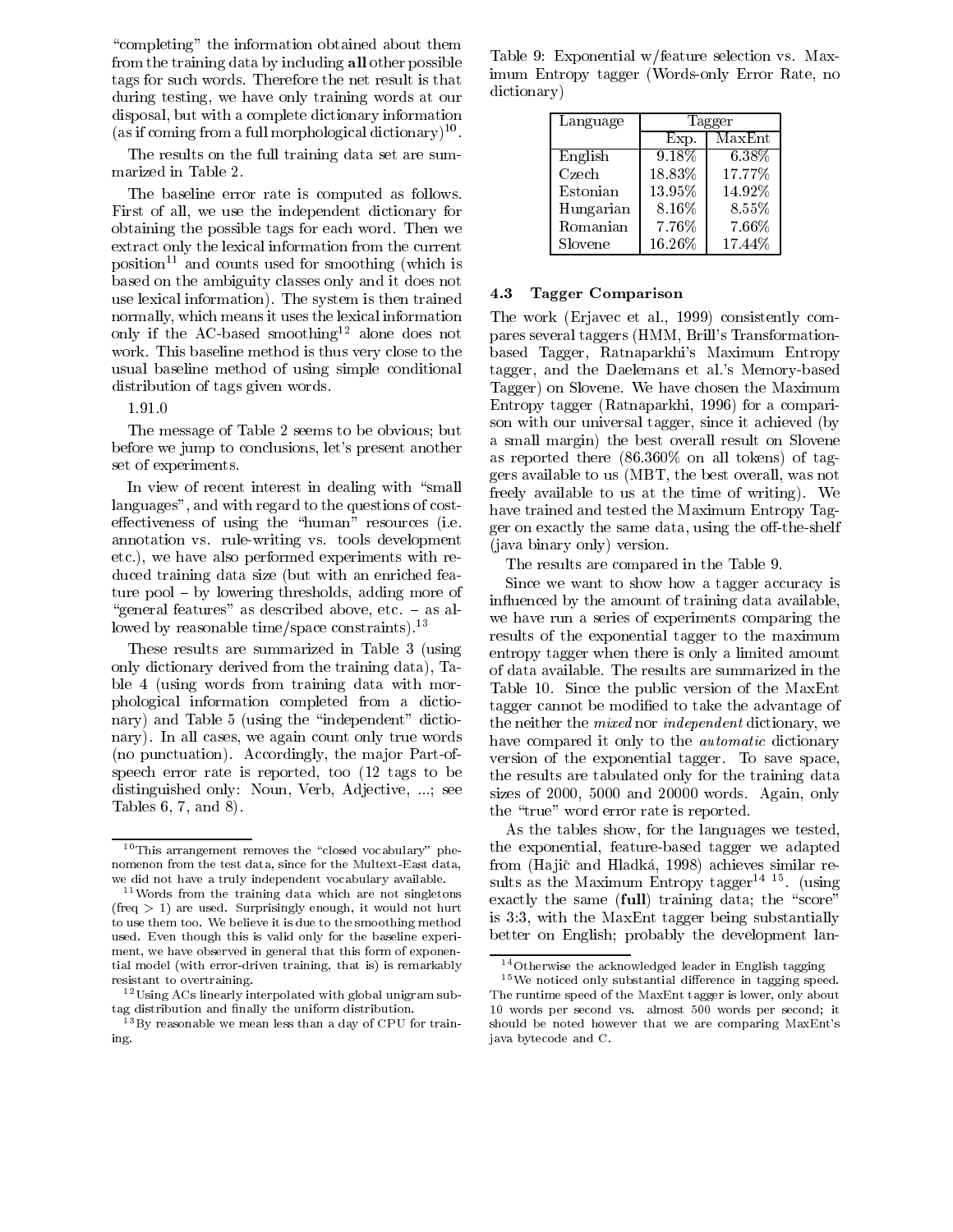"completing" the information obtained about them from the training data by including **all** other possible tags for such words. Therefore the net result is that during testing, we have only training words at our disposal, but with a complete dictionary information (as if coming from a full morphological dictionary)[10].

The results on the full training data set are summarized in Table 2.

The baseline error rate is computed as follows. First of all, we use the independent dictionary for obtaining the possible tags for each word. Then we extract only the lexical information from the current position[11] and counts used for smoothing (which is based on the ambiguity classes only and it does not use lexical information). The system is then trained normally, which means it uses the lexical information only if the AC-based smoothing[12] alone does not work. This baseline method is thus very close to the usual baseline method of using simple conditional distribution of tags given words.

1.91.0

The message of Table 2 seems to be obvious; but before we jump to conclusions, let's present another set of experiments.

In view of recent interest in dealing with "small languages", and with regard to the questions of cost-effectiveness of using the "human" resources (i.e. annotation vs. rule-writing vs. tools development etc.), we have also performed experiments with reduced training data size (but with an enriched feature pool – by lowering thresholds, adding more of "general features" as described above, etc. – as allowed by reasonable time/space constraints).[13]

These results are summarized in Table 3 (using only dictionary derived from the training data), Table 4 (using words from training data with morphological information completed from a dictionary) and Table 5 (using the "independent" dictionary). In all cases, we again count only true words (no punctuation). Accordingly, the major Part-of-speech error rate is reported, too (12 tags to be distinguished only: Noun, Verb, Adjective, ...; see Tables 6, 7, and 8).

[10] This arrangement removes the "closed vocabulary" phenomenon from the test data, since for the Multext-East data, we did not have a truly independent vocabulary available.

[11] Words from the training data which are not singletons (freq > 1) are used. Surprisingly enough, it would not hurt to use them too. We believe it is due to the smoothing method used. Even though this is valid only for the baseline experiment, we have observed in general that this form of exponential model (with error-driven training, that is) is remarkably resistant to overtraining.

[12] Using ACs linearly interpolated with global unigram subtag distribution and finally the uniform distribution.

[13] By reasonable we mean less than a day of CPU for training.

Table 9: Exponential w/feature selection vs. Maximum Entropy tagger (Words-only Error Rate, no dictionary)

| Language | Tagger | |
|---|---|---|
| | Exp. | MaxEnt |
| English | 9.18% | 6.38% |
| Czech | 18.83% | 17.77% |
| Estonian | 13.95% | 14.92% |
| Hungarian | 8.16% | 8.55% |
| Romanian | 7.76% | 7.66% |
| Slovene | 16.26% | 17.44% |

### 4.3 Tagger Comparison

The work (Erjavec et al., 1999) consistently compares several taggers (HMM, Brill's Transformation-based Tagger, Ratnaparkhi's Maximum Entropy tagger, and the Daelemans et al.'s Memory-based Tagger) on Slovene. We have chosen the Maximum Entropy tagger (Ratnaparkhi, 1996) for a comparison with our universal tagger, since it achieved (by a small margin) the best overall result on Slovene as reported there (86.360% on all tokens) of taggers available to us (MBT, the best overall, was not freely available to us at the time of writing). We have trained and tested the Maximum Entropy Tagger on exactly the same data, using the off-the-shelf (java binary only) version.

The results are compared in the Table 9.

Since we want to show how a tagger accuracy is influenced by the amount of training data available, we have run a series of experiments comparing the results of the exponential tagger to the maximum entropy tagger when there is only a limited amount of data available. The results are summarized in the Table 10. Since the public version of the MaxEnt tagger cannot be modified to take the advantage of the neither the *mixed* nor *independent* dictionary, we have compared it only to the *automatic* dictionary version of the exponential tagger. To save space, the results are tabulated only for the training data sizes of 2000, 5000 and 20000 words. Again, only the "true" word error rate is reported.

As the tables show, for the languages we tested, the exponential, feature-based tagger we adapted from (Hajič and Hladká, 1998) achieves similar results as the Maximum Entropy tagger[14] [15]. (using exactly the same (**full**) training data; the "score" is 3:3, with the MaxEnt tagger being substantially better on English; probably the development lan-

[14] Otherwise the acknowledged leader in English tagging

[15] We noticed only substantial difference in tagging speed. The runtime speed of the MaxEnt tagger is lower, only about 10 words per second vs. almost 500 words per second; it should be noted however that we are comparing MaxEnt's java bytecode and C.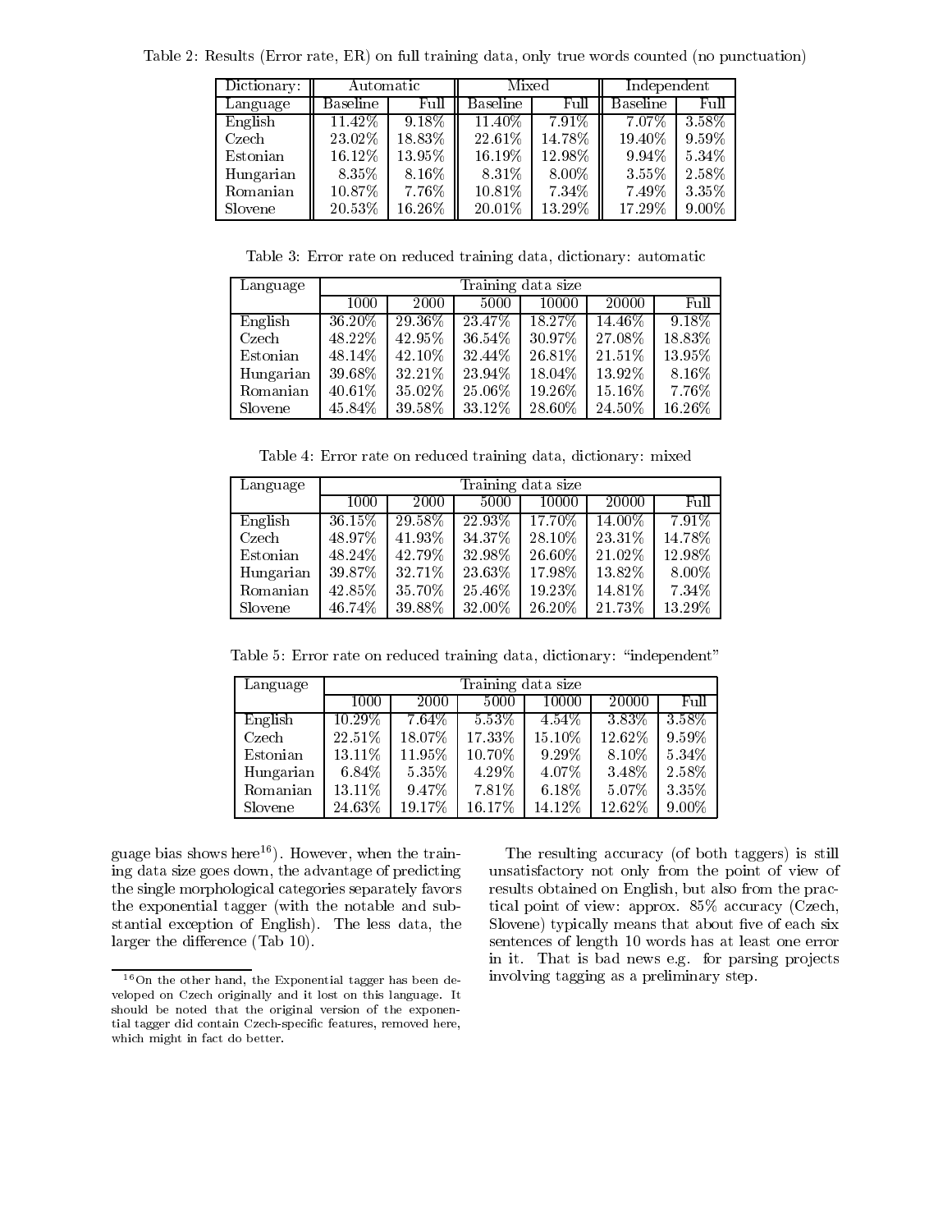Table 2: Results (Error rate, ER) on full training data, only true words counted (no punctuation)

| Dictionary: | Automatic | | Mixed | | Independent | |
|---|---|---|---|---|---|---|
| Language | Baseline | Full | Baseline | Full | Baseline | Full |
| English | 11.42% | 9.18% | 11.40% | 7.91% | 7.07% | 3.58% |
| Czech | 23.02% | 18.83% | 22.61% | 14.78% | 19.40% | 9.59% |
| Estonian | 16.12% | 13.95% | 16.19% | 12.98% | 9.94% | 5.34% |
| Hungarian | 8.35% | 8.16% | 8.31% | 8.00% | 3.55% | 2.58% |
| Romanian | 10.87% | 7.76% | 10.81% | 7.34% | 7.49% | 3.35% |
| Slovene | 20.53% | 16.26% | 20.01% | 13.29% | 17.29% | 9.00% |

Table 3: Error rate on reduced training data, dictionary: automatic

| Language | Training data size | | | | | |
|---|---|---|---|---|---|---|
| | 1000 | 2000 | 5000 | 10000 | 20000 | Full |
| English | 36.20% | 29.36% | 23.47% | 18.27% | 14.46% | 9.18% |
| Czech | 48.22% | 42.95% | 36.54% | 30.97% | 27.08% | 18.83% |
| Estonian | 48.14% | 42.10% | 32.44% | 26.81% | 21.51% | 13.95% |
| Hungarian | 39.68% | 32.21% | 23.94% | 18.04% | 13.92% | 8.16% |
| Romanian | 40.61% | 35.02% | 25.06% | 19.26% | 15.16% | 7.76% |
| Slovene | 45.84% | 39.58% | 33.12% | 28.60% | 24.50% | 16.26% |

Table 4: Error rate on reduced training data, dictionary: mixed

| Language | Training data size | | | | | |
|---|---|---|---|---|---|---|
| | 1000 | 2000 | 5000 | 10000 | 20000 | Full |
| English | 36.15% | 29.58% | 22.93% | 17.70% | 14.00% | 7.91% |
| Czech | 48.97% | 41.93% | 34.37% | 28.10% | 23.31% | 14.78% |
| Estonian | 48.24% | 42.79% | 32.98% | 26.60% | 21.02% | 12.98% |
| Hungarian | 39.87% | 32.71% | 23.63% | 17.98% | 13.82% | 8.00% |
| Romanian | 42.85% | 35.70% | 25.46% | 19.23% | 14.81% | 7.34% |
| Slovene | 46.74% | 39.88% | 32.00% | 26.20% | 21.73% | 13.29% |

Table 5: Error rate on reduced training data, dictionary: "independent"

| Language | Training data size | | | | | |
|---|---|---|---|---|---|---|
| | 1000 | 2000 | 5000 | 10000 | 20000 | Full |
| English | 10.29% | 7.64% | 5.53% | 4.54% | 3.83% | 3.58% |
| Czech | 22.51% | 18.07% | 17.33% | 15.10% | 12.62% | 9.59% |
| Estonian | 13.11% | 11.95% | 10.70% | 9.29% | 8.10% | 5.34% |
| Hungarian | 6.84% | 5.35% | 4.29% | 4.07% | 3.48% | 2.58% |
| Romanian | 13.11% | 9.47% | 7.81% | 6.18% | 5.07% | 3.35% |
| Slovene | 24.63% | 19.17% | 16.17% | 14.12% | 12.62% | 9.00% |

guage bias shows here[16]). However, when the training data size goes down, the advantage of predicting the single morphological categories separately favors the exponential tagger (with the notable and substantial exception of English). The less data, the larger the difference (Tab 10).

The resulting accuracy (of both taggers) is still unsatisfactory not only from the point of view of results obtained on English, but also from the practical point of view: approx. 85% accuracy (Czech, Slovene) typically means that about five of each six sentences of length 10 words has at least one error in it. That is bad news e.g. for parsing projects involving tagging as a preliminary step.

[16] On the other hand, the Exponential tagger has been developed on Czech originally and it lost on this language. It should be noted that the original version of the exponential tagger did contain Czech-specific features, removed here, which might in fact do better.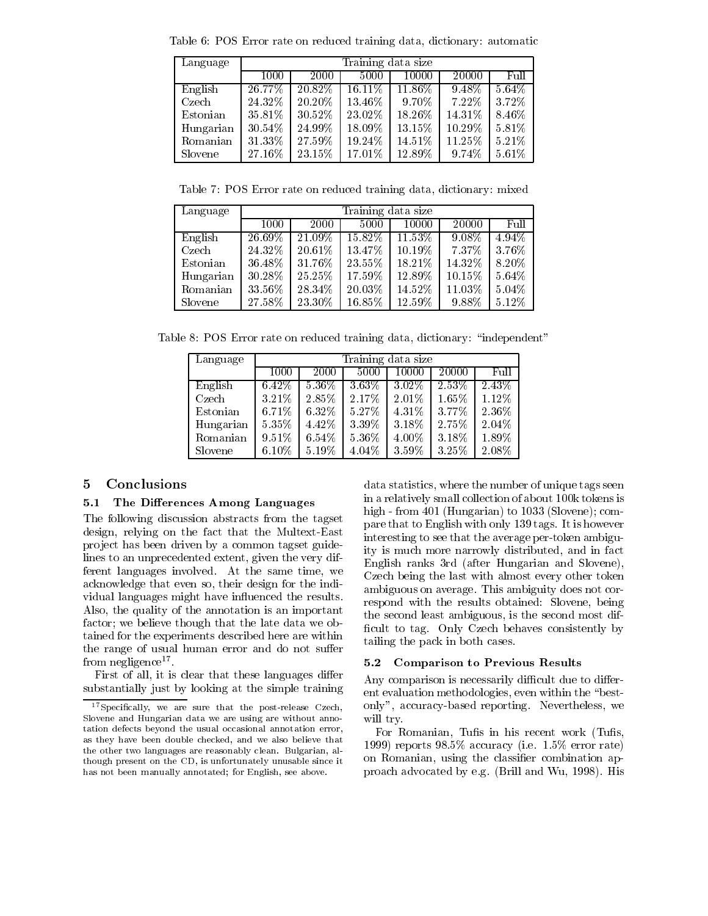Table 6: POS Error rate on reduced training data, dictionary: automatic

| Language | Training data size | | | | | |
|---|---|---|---|---|---|---|
| | 1000 | 2000 | 5000 | 10000 | 20000 | Full |
| English | 26.77% | 20.82% | 16.11% | 11.86% | 9.48% | 5.64% |
| Czech | 24.32% | 20.20% | 13.46% | 9.70% | 7.22% | 3.72% |
| Estonian | 35.81% | 30.52% | 23.02% | 18.26% | 14.31% | 8.46% |
| Hungarian | 30.54% | 24.99% | 18.09% | 13.15% | 10.29% | 5.81% |
| Romanian | 31.33% | 27.59% | 19.24% | 14.51% | 11.25% | 5.21% |
| Slovene | 27.16% | 23.15% | 17.01% | 12.89% | 9.74% | 5.61% |

Table 7: POS Error rate on reduced training data, dictionary: mixed

| Language | Training data size | | | | | |
|---|---|---|---|---|---|---|
| | 1000 | 2000 | 5000 | 10000 | 20000 | Full |
| English | 26.69% | 21.09% | 15.82% | 11.53% | 9.08% | 4.94% |
| Czech | 24.32% | 20.61% | 13.47% | 10.19% | 7.37% | 3.76% |
| Estonian | 36.48% | 31.76% | 23.55% | 18.21% | 14.32% | 8.20% |
| Hungarian | 30.28% | 25.25% | 17.59% | 12.89% | 10.15% | 5.64% |
| Romanian | 33.56% | 28.34% | 20.03% | 14.52% | 11.03% | 5.04% |
| Slovene | 27.58% | 23.30% | 16.85% | 12.59% | 9.88% | 5.12% |

Table 8: POS Error rate on reduced training data, dictionary: "independent"

| Language | Training data size | | | | | |
|---|---|---|---|---|---|---|
| | 1000 | 2000 | 5000 | 10000 | 20000 | Full |
| English | 6.42% | 5.36% | 3.63% | 3.02% | 2.53% | 2.43% |
| Czech | 3.21% | 2.85% | 2.17% | 2.01% | 1.65% | 1.12% |
| Estonian | 6.71% | 6.32% | 5.27% | 4.31% | 3.77% | 2.36% |
| Hungarian | 5.35% | 4.42% | 3.39% | 3.18% | 2.75% | 2.04% |
| Romanian | 9.51% | 6.54% | 5.36% | 4.00% | 3.18% | 1.89% |
| Slovene | 6.10% | 5.19% | 4.04% | 3.59% | 3.25% | 2.08% |

## 5 Conclusions

### 5.1 The Differences Among Languages

The following discussion abstracts from the tagset design, relying on the fact that the Multext-East project has been driven by a common tagset guidelines to an unprecedented extent, given the very different languages involved. At the same time, we acknowledge that even so, their design for the individual languages might have influenced the results. Also, the quality of the annotation is an important factor; we believe though that the late data we obtained for the experiments described here are within the range of usual human error and do not suffer from negligence[17].

First of all, it is clear that these languages differ substantially just by looking at the simple training data statistics, where the number of unique tags seen in a relatively small collection of about 100k tokens is high - from 401 (Hungarian) to 1033 (Slovene); compare that to English with only 139 tags. It is however interesting to see that the average per-token ambiguity is much more narrowly distributed, and in fact English ranks 3rd (after Hungarian and Slovene), Czech being the last with almost every other token ambiguous on average. This ambiguity does not correspond with the results obtained: Slovene, being the second least ambiguous, is the second most difficult to tag. Only Czech behaves consistently by tailing the pack in both cases.

### 5.2 Comparison to Previous Results

Any comparison is necessarily difficult due to different evaluation methodologies, even within the "best-only", accuracy-based reporting. Nevertheless, we will try.

For Romanian, Tufis in his recent work (Tufis, 1999) reports 98.5% accuracy (i.e. 1.5% error rate) on Romanian, using the classifier combination approach advocated by e.g. (Brill and Wu, 1998). His

[17] Specifically, we are sure that the post-release Czech, Slovene and Hungarian data we are using are without annotation defects beyond the usual occasional annotation error, as they have been double checked, and we also believe that the other two languages are reasonably clean. Bulgarian, although present on the CD, is unfortunately unusable since it has not been manually annotated; for English, see above.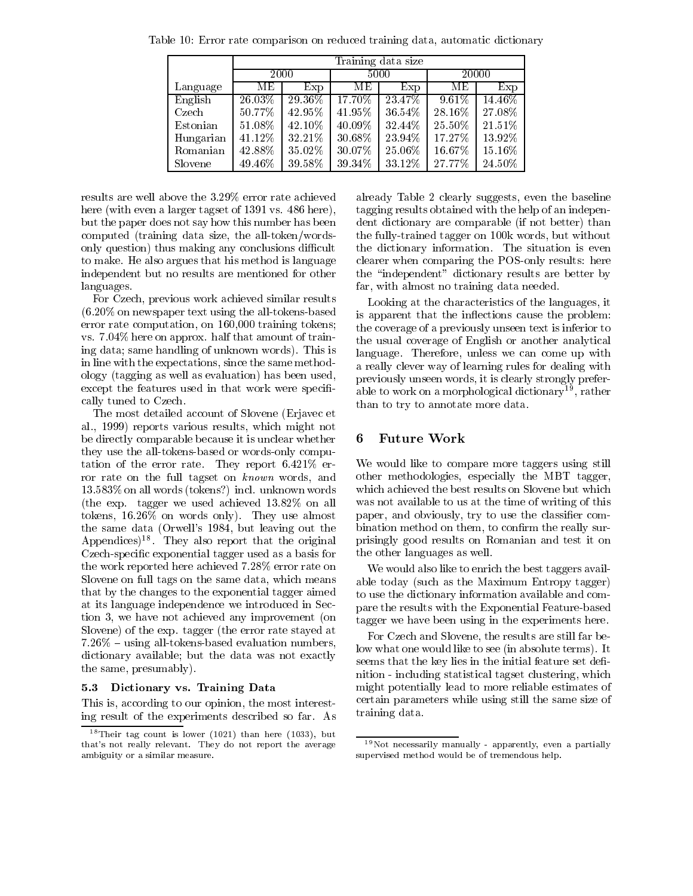Table 10: Error rate comparison on reduced training data, automatic dictionary

| | Training data size | | | | | |
|---|---|---|---|---|---|---|
| | 2000 | | 5000 | | 20000 | |
| Language | ME | Exp | ME | Exp | ME | Exp |
| English | 26.03% | 29.36% | 17.70% | 23.47% | 9.61% | 14.46% |
| Czech | 50.77% | 42.95% | 41.95% | 36.54% | 28.16% | 27.08% |
| Estonian | 51.08% | 42.10% | 40.09% | 32.44% | 25.50% | 21.51% |
| Hungarian | 41.12% | 32.21% | 30.68% | 23.94% | 17.27% | 13.92% |
| Romanian | 42.88% | 35.02% | 30.07% | 25.06% | 16.67% | 15.16% |
| Slovene | 49.46% | 39.58% | 39.34% | 33.12% | 27.77% | 24.50% |

results are well above the 3.29% error rate achieved here (with even a larger tagset of 1391 vs. 486 here), but the paper does not say how this number has been computed (training data size, the all-token/words-only question) thus making any conclusions difficult to make. He also argues that his method is language independent but no results are mentioned for other languages.

For Czech, previous work achieved similar results (6.20% on newspaper text using the all-tokens-based error rate computation, on 160,000 training tokens; vs. 7.04% here on approx. half that amount of training data; same handling of unknown words). This is in line with the expectations, since the same methodology (tagging as well as evaluation) has been used, except the features used in that work were specifically tuned to Czech.

The most detailed account of Slovene (Erjavec et al., 1999) reports various results, which might not be directly comparable because it is unclear whether they use the all-tokens-based or words-only computation of the error rate. They report 6.421% error rate on the full tagset on *known* words, and 13.583% on all words (tokens?) incl. unknown words (the exp. tagger we used achieved 13.82% on all tokens, 16.26% on words only). They use almost the same data (Orwell's 1984, but leaving out the Appendices)[18]. They also report that the original Czech-specific exponential tagger used as a basis for the work reported here achieved 7.28% error rate on Slovene on full tags on the same data, which means that by the changes to the exponential tagger aimed at its language independence we introduced in Section 3, we have not achieved any improvement (on Slovene) of the exp. tagger (the error rate stayed at 7.26% – using all-tokens-based evaluation numbers, dictionary available; but the data was not exactly the same, presumably).

### 5.3 Dictionary vs. Training Data

This is, according to our opinion, the most interesting result of the experiments described so far. As already Table 2 clearly suggests, even the baseline tagging results obtained with the help of an independent dictionary are comparable (if not better) than the fully-trained tagger on 100k words, but without the dictionary information. The situation is even clearer when comparing the POS-only results: here the "independent" dictionary results are better by far, with almost no training data needed.

Looking at the characteristics of the languages, it is apparent that the inflections cause the problem: the coverage of a previously unseen text is inferior to the usual coverage of English or another analytical language. Therefore, unless we can come up with a really clever way of learning rules for dealing with previously unseen words, it is clearly strongly preferable to work on a morphological dictionary[19], rather than to try to annotate more data.

## 6 Future Work

We would like to compare more taggers using still other methodologies, especially the MBT tagger, which achieved the best results on Slovene but which was not available to us at the time of writing of this paper, and obviously, try to use the classifier combination method on them, to confirm the really surprisingly good results on Romanian and test it on the other languages as well.

We would also like to enrich the best taggers available today (such as the Maximum Entropy tagger) to use the dictionary information available and compare the results with the Exponential Feature-based tagger we have been using in the experiments here.

For Czech and Slovene, the results are still far below what one would like to see (in absolute terms). It seems that the key lies in the initial feature set definition - including statistical tagset clustering, which might potentially lead to more reliable estimates of certain parameters while using still the same size of training data.

[18] Their tag count is lower (1021) than here (1033), but that's not really relevant. They do not report the average ambiguity or a similar measure.

[19] Not necessarily manually - apparently, even a partially supervised method would be of tremendous help.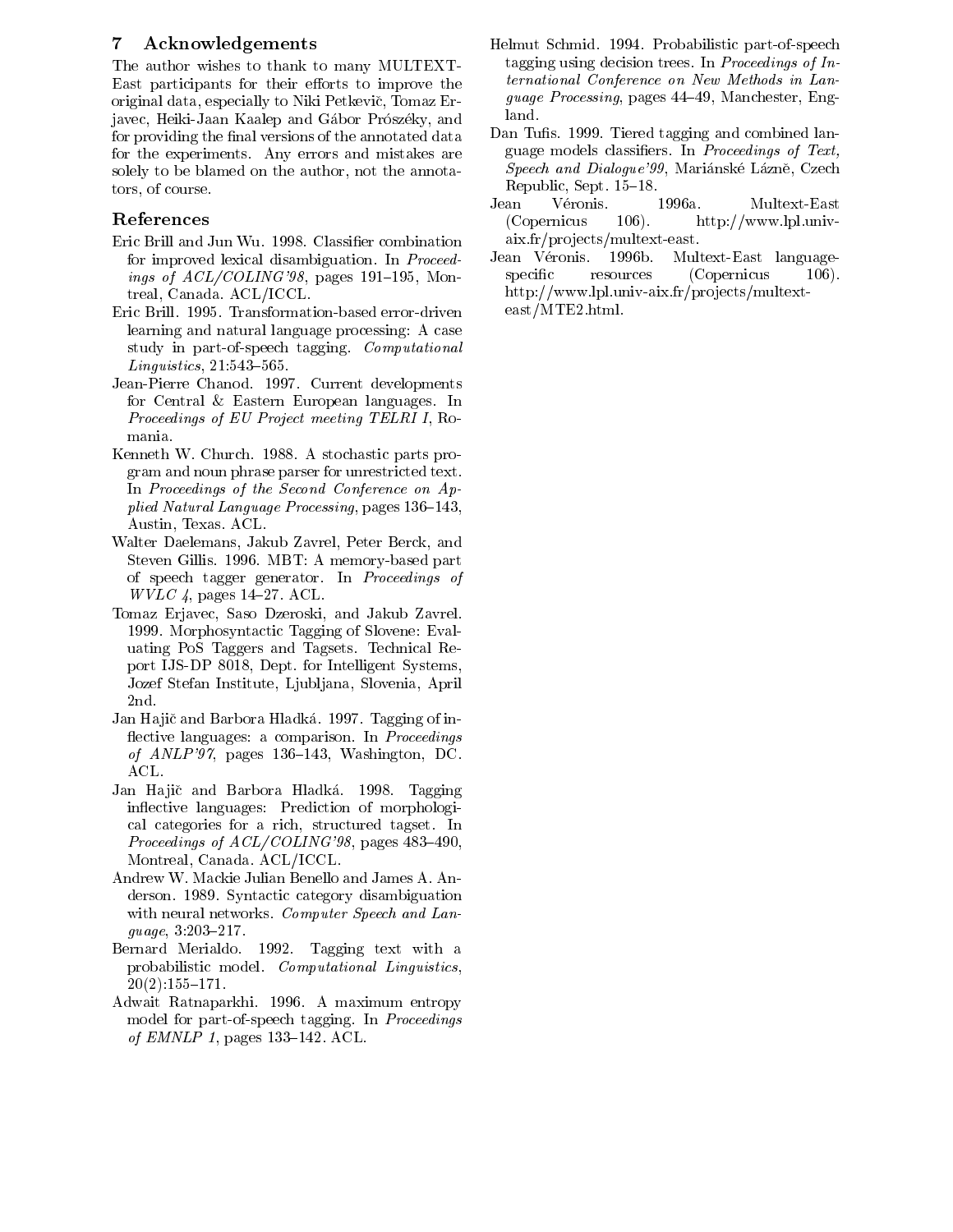## 7 Acknowledgements

The author wishes to thank to many MULTEXT-East participants for their efforts to improve the original data, especially to Niki Petkevič, Tomaz Erjavec, Heiki-Jaan Kaalep and Gábor Prószéky, and for providing the final versions of the annotated data for the experiments. Any errors and mistakes are solely to be blamed on the author, not the annotators, of course.

## References

Eric Brill and Jun Wu. 1998. Classifier combination for improved lexical disambiguation. In *Proceedings of ACL/COLING'98*, pages 191–195, Montreal, Canada. ACL/ICCL.

Eric Brill. 1995. Transformation-based error-driven learning and natural language processing: A case study in part-of-speech tagging. *Computational Linguistics*, 21:543–565.

Jean-Pierre Chanod. 1997. Current developments for Central & Eastern European languages. In *Proceedings of EU Project meeting TELRI I*, Romania.

Kenneth W. Church. 1988. A stochastic parts program and noun phrase parser for unrestricted text. In *Proceedings of the Second Conference on Applied Natural Language Processing*, pages 136–143, Austin, Texas. ACL.

Walter Daelemans, Jakub Zavrel, Peter Berck, and Steven Gillis. 1996. MBT: A memory-based part of speech tagger generator. In *Proceedings of WVLC 4*, pages 14–27. ACL.

Tomaz Erjavec, Saso Dzeroski, and Jakub Zavrel. 1999. Morphosyntactic Tagging of Slovene: Evaluating PoS Taggers and Tagsets. Technical Report IJS-DP 8018, Dept. for Intelligent Systems, Jozef Stefan Institute, Ljubljana, Slovenia, April 2nd.

Jan Hajič and Barbora Hladká. 1997. Tagging of inflective languages: a comparison. In *Proceedings of ANLP'97*, pages 136–143, Washington, DC. ACL.

Jan Hajič and Barbora Hladká. 1998. Tagging inflective languages: Prediction of morphological categories for a rich, structured tagset. In *Proceedings of ACL/COLING'98*, pages 483–490, Montreal, Canada. ACL/ICCL.

Andrew W. Mackie Julian Benello and James A. Anderson. 1989. Syntactic category disambiguation with neural networks. *Computer Speech and Language*, 3:203–217.

Bernard Merialdo. 1992. Tagging text with a probabilistic model. *Computational Linguistics*, 20(2):155–171.

Adwait Ratnaparkhi. 1996. A maximum entropy model for part-of-speech tagging. In *Proceedings of EMNLP 1*, pages 133–142. ACL.

Helmut Schmid. 1994. Probabilistic part-of-speech tagging using decision trees. In *Proceedings of International Conference on New Methods in Language Processing*, pages 44–49, Manchester, England.

Dan Tufis. 1999. Tiered tagging and combined language models classifiers. In *Proceedings of Text, Speech and Dialogue'99*, Mariánské Lázně, Czech Republic, Sept. 15–18.

Jean Véronis. 1996a. Multext-East (Copernicus 106). http://www.lpl.univ-aix.fr/projects/multext-east.

Jean Véronis. 1996b. Multext-East language-specific resources (Copernicus 106). http://www.lpl.univ-aix.fr/projects/multext-east/MTE2.html.